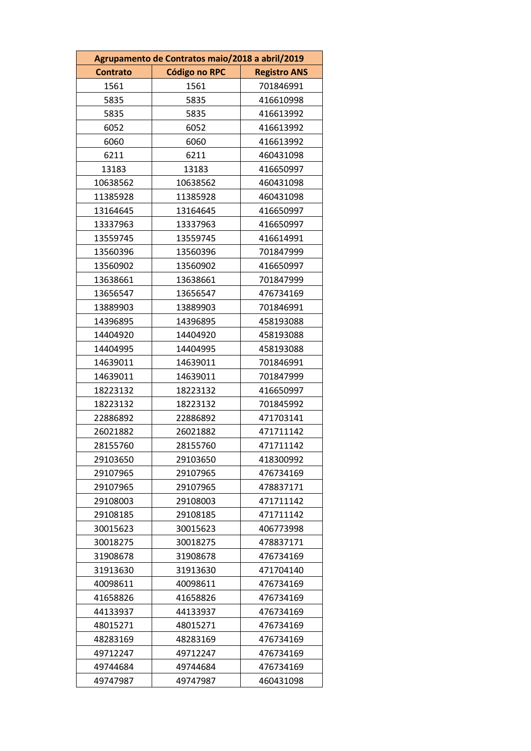| Agrupamento de Contratos maio/2018 a abril/2019 | | |
|---|---|---|
| **Contrato** | **Código no RPC** | **Registro ANS** |
| 1561 | 1561 | 701846991 |
| 5835 | 5835 | 416610998 |
| 5835 | 5835 | 416613992 |
| 6052 | 6052 | 416613992 |
| 6060 | 6060 | 416613992 |
| 6211 | 6211 | 460431098 |
| 13183 | 13183 | 416650997 |
| 10638562 | 10638562 | 460431098 |
| 11385928 | 11385928 | 460431098 |
| 13164645 | 13164645 | 416650997 |
| 13337963 | 13337963 | 416650997 |
| 13559745 | 13559745 | 416614991 |
| 13560396 | 13560396 | 701847999 |
| 13560902 | 13560902 | 416650997 |
| 13638661 | 13638661 | 701847999 |
| 13656547 | 13656547 | 476734169 |
| 13889903 | 13889903 | 701846991 |
| 14396895 | 14396895 | 458193088 |
| 14404920 | 14404920 | 458193088 |
| 14404995 | 14404995 | 458193088 |
| 14639011 | 14639011 | 701846991 |
| 14639011 | 14639011 | 701847999 |
| 18223132 | 18223132 | 416650997 |
| 18223132 | 18223132 | 701845992 |
| 22886892 | 22886892 | 471703141 |
| 26021882 | 26021882 | 471711142 |
| 28155760 | 28155760 | 471711142 |
| 29103650 | 29103650 | 418300992 |
| 29107965 | 29107965 | 476734169 |
| 29107965 | 29107965 | 478837171 |
| 29108003 | 29108003 | 471711142 |
| 29108185 | 29108185 | 471711142 |
| 30015623 | 30015623 | 406773998 |
| 30018275 | 30018275 | 478837171 |
| 31908678 | 31908678 | 476734169 |
| 31913630 | 31913630 | 471704140 |
| 40098611 | 40098611 | 476734169 |
| 41658826 | 41658826 | 476734169 |
| 44133937 | 44133937 | 476734169 |
| 48015271 | 48015271 | 476734169 |
| 48283169 | 48283169 | 476734169 |
| 49712247 | 49712247 | 476734169 |
| 49744684 | 49744684 | 476734169 |
| 49747987 | 49747987 | 460431098 |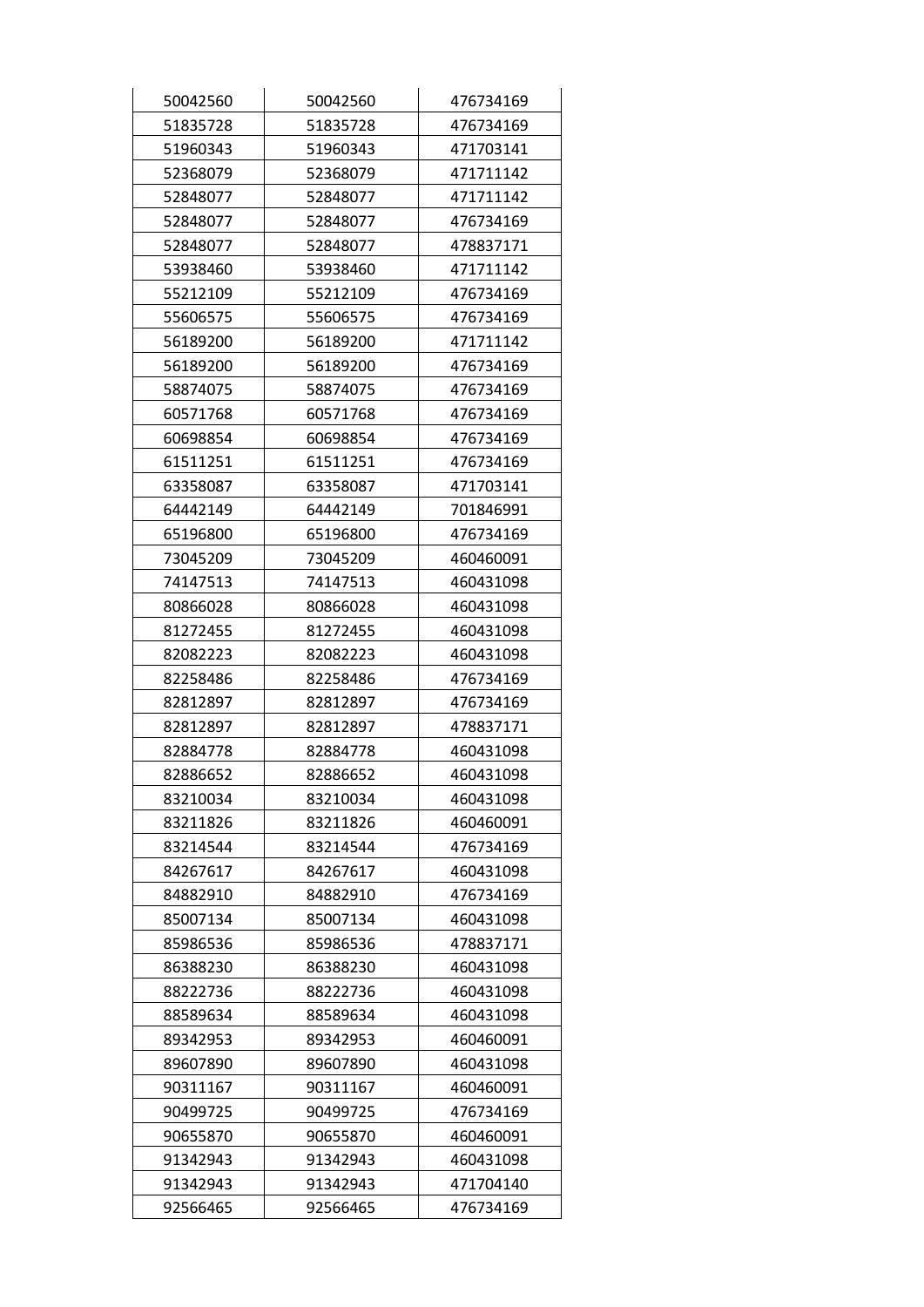| | | |
|---|---|---|
| 50042560 | 50042560 | 476734169 |
| 51835728 | 51835728 | 476734169 |
| 51960343 | 51960343 | 471703141 |
| 52368079 | 52368079 | 471711142 |
| 52848077 | 52848077 | 471711142 |
| 52848077 | 52848077 | 476734169 |
| 52848077 | 52848077 | 478837171 |
| 53938460 | 53938460 | 471711142 |
| 55212109 | 55212109 | 476734169 |
| 55606575 | 55606575 | 476734169 |
| 56189200 | 56189200 | 471711142 |
| 56189200 | 56189200 | 476734169 |
| 58874075 | 58874075 | 476734169 |
| 60571768 | 60571768 | 476734169 |
| 60698854 | 60698854 | 476734169 |
| 61511251 | 61511251 | 476734169 |
| 63358087 | 63358087 | 471703141 |
| 64442149 | 64442149 | 701846991 |
| 65196800 | 65196800 | 476734169 |
| 73045209 | 73045209 | 460460091 |
| 74147513 | 74147513 | 460431098 |
| 80866028 | 80866028 | 460431098 |
| 81272455 | 81272455 | 460431098 |
| 82082223 | 82082223 | 460431098 |
| 82258486 | 82258486 | 476734169 |
| 82812897 | 82812897 | 476734169 |
| 82812897 | 82812897 | 478837171 |
| 82884778 | 82884778 | 460431098 |
| 82886652 | 82886652 | 460431098 |
| 83210034 | 83210034 | 460431098 |
| 83211826 | 83211826 | 460460091 |
| 83214544 | 83214544 | 476734169 |
| 84267617 | 84267617 | 460431098 |
| 84882910 | 84882910 | 476734169 |
| 85007134 | 85007134 | 460431098 |
| 85986536 | 85986536 | 478837171 |
| 86388230 | 86388230 | 460431098 |
| 88222736 | 88222736 | 460431098 |
| 88589634 | 88589634 | 460431098 |
| 89342953 | 89342953 | 460460091 |
| 89607890 | 89607890 | 460431098 |
| 90311167 | 90311167 | 460460091 |
| 90499725 | 90499725 | 476734169 |
| 90655870 | 90655870 | 460460091 |
| 91342943 | 91342943 | 460431098 |
| 91342943 | 91342943 | 471704140 |
| 92566465 | 92566465 | 476734169 |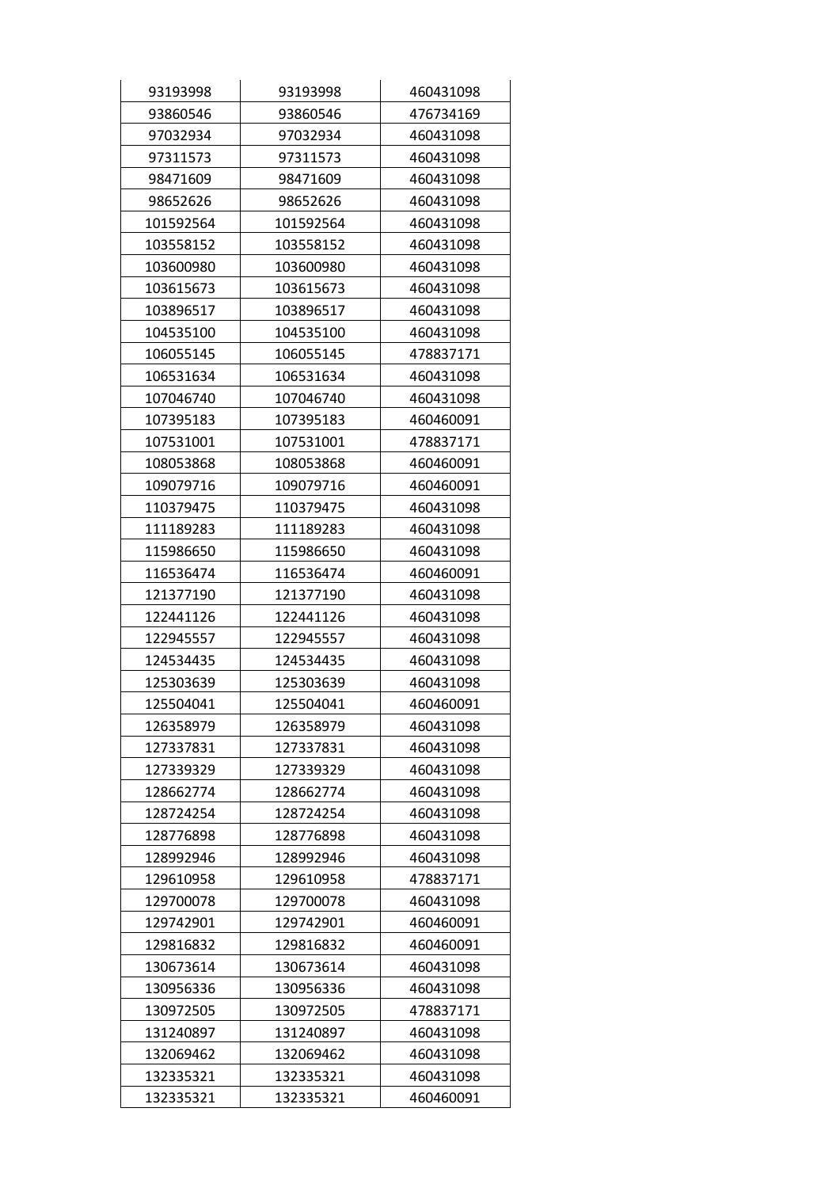| | | |
|---|---|---|
| 93193998 | 93193998 | 460431098 |
| 93860546 | 93860546 | 476734169 |
| 97032934 | 97032934 | 460431098 |
| 97311573 | 97311573 | 460431098 |
| 98471609 | 98471609 | 460431098 |
| 98652626 | 98652626 | 460431098 |
| 101592564 | 101592564 | 460431098 |
| 103558152 | 103558152 | 460431098 |
| 103600980 | 103600980 | 460431098 |
| 103615673 | 103615673 | 460431098 |
| 103896517 | 103896517 | 460431098 |
| 104535100 | 104535100 | 460431098 |
| 106055145 | 106055145 | 478837171 |
| 106531634 | 106531634 | 460431098 |
| 107046740 | 107046740 | 460431098 |
| 107395183 | 107395183 | 460460091 |
| 107531001 | 107531001 | 478837171 |
| 108053868 | 108053868 | 460460091 |
| 109079716 | 109079716 | 460460091 |
| 110379475 | 110379475 | 460431098 |
| 111189283 | 111189283 | 460431098 |
| 115986650 | 115986650 | 460431098 |
| 116536474 | 116536474 | 460460091 |
| 121377190 | 121377190 | 460431098 |
| 122441126 | 122441126 | 460431098 |
| 122945557 | 122945557 | 460431098 |
| 124534435 | 124534435 | 460431098 |
| 125303639 | 125303639 | 460431098 |
| 125504041 | 125504041 | 460460091 |
| 126358979 | 126358979 | 460431098 |
| 127337831 | 127337831 | 460431098 |
| 127339329 | 127339329 | 460431098 |
| 128662774 | 128662774 | 460431098 |
| 128724254 | 128724254 | 460431098 |
| 128776898 | 128776898 | 460431098 |
| 128992946 | 128992946 | 460431098 |
| 129610958 | 129610958 | 478837171 |
| 129700078 | 129700078 | 460431098 |
| 129742901 | 129742901 | 460460091 |
| 129816832 | 129816832 | 460460091 |
| 130673614 | 130673614 | 460431098 |
| 130956336 | 130956336 | 460431098 |
| 130972505 | 130972505 | 478837171 |
| 131240897 | 131240897 | 460431098 |
| 132069462 | 132069462 | 460431098 |
| 132335321 | 132335321 | 460431098 |
| 132335321 | 132335321 | 460460091 |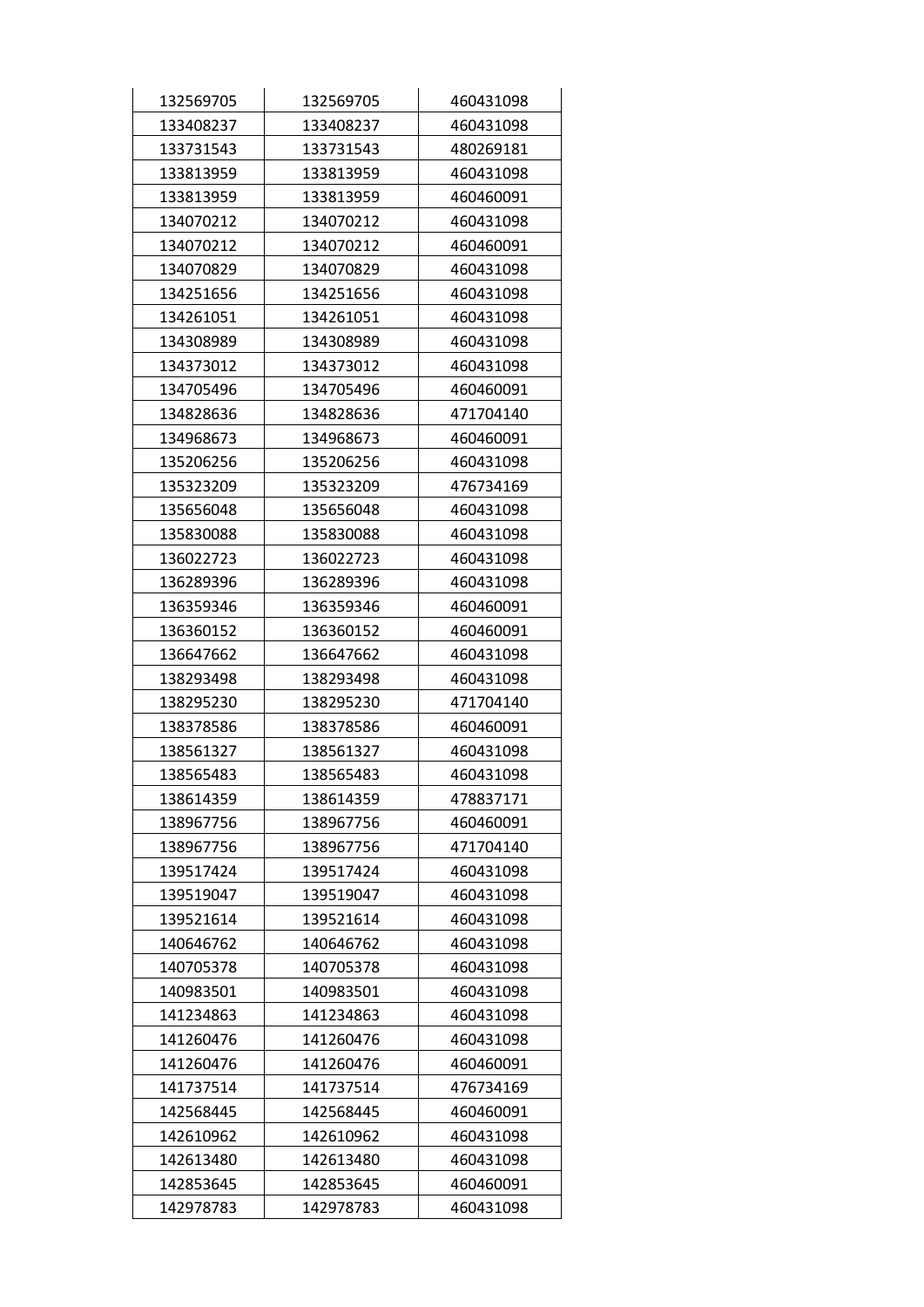| | | |
|---|---|---|
| 132569705 | 132569705 | 460431098 |
| 133408237 | 133408237 | 460431098 |
| 133731543 | 133731543 | 480269181 |
| 133813959 | 133813959 | 460431098 |
| 133813959 | 133813959 | 460460091 |
| 134070212 | 134070212 | 460431098 |
| 134070212 | 134070212 | 460460091 |
| 134070829 | 134070829 | 460431098 |
| 134251656 | 134251656 | 460431098 |
| 134261051 | 134261051 | 460431098 |
| 134308989 | 134308989 | 460431098 |
| 134373012 | 134373012 | 460431098 |
| 134705496 | 134705496 | 460460091 |
| 134828636 | 134828636 | 471704140 |
| 134968673 | 134968673 | 460460091 |
| 135206256 | 135206256 | 460431098 |
| 135323209 | 135323209 | 476734169 |
| 135656048 | 135656048 | 460431098 |
| 135830088 | 135830088 | 460431098 |
| 136022723 | 136022723 | 460431098 |
| 136289396 | 136289396 | 460431098 |
| 136359346 | 136359346 | 460460091 |
| 136360152 | 136360152 | 460460091 |
| 136647662 | 136647662 | 460431098 |
| 138293498 | 138293498 | 460431098 |
| 138295230 | 138295230 | 471704140 |
| 138378586 | 138378586 | 460460091 |
| 138561327 | 138561327 | 460431098 |
| 138565483 | 138565483 | 460431098 |
| 138614359 | 138614359 | 478837171 |
| 138967756 | 138967756 | 460460091 |
| 138967756 | 138967756 | 471704140 |
| 139517424 | 139517424 | 460431098 |
| 139519047 | 139519047 | 460431098 |
| 139521614 | 139521614 | 460431098 |
| 140646762 | 140646762 | 460431098 |
| 140705378 | 140705378 | 460431098 |
| 140983501 | 140983501 | 460431098 |
| 141234863 | 141234863 | 460431098 |
| 141260476 | 141260476 | 460431098 |
| 141260476 | 141260476 | 460460091 |
| 141737514 | 141737514 | 476734169 |
| 142568445 | 142568445 | 460460091 |
| 142610962 | 142610962 | 460431098 |
| 142613480 | 142613480 | 460431098 |
| 142853645 | 142853645 | 460460091 |
| 142978783 | 142978783 | 460431098 |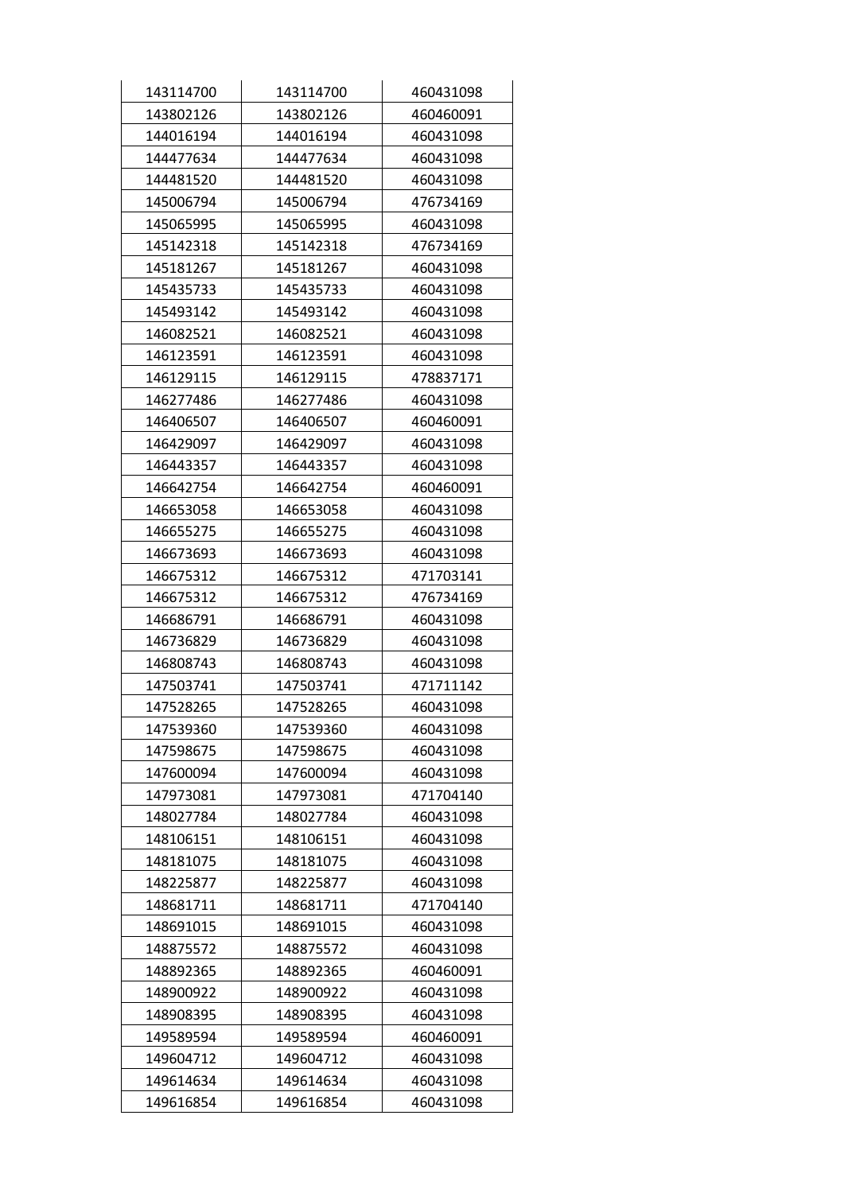| | | |
|---|---|---|
| 143114700 | 143114700 | 460431098 |
| 143802126 | 143802126 | 460460091 |
| 144016194 | 144016194 | 460431098 |
| 144477634 | 144477634 | 460431098 |
| 144481520 | 144481520 | 460431098 |
| 145006794 | 145006794 | 476734169 |
| 145065995 | 145065995 | 460431098 |
| 145142318 | 145142318 | 476734169 |
| 145181267 | 145181267 | 460431098 |
| 145435733 | 145435733 | 460431098 |
| 145493142 | 145493142 | 460431098 |
| 146082521 | 146082521 | 460431098 |
| 146123591 | 146123591 | 460431098 |
| 146129115 | 146129115 | 478837171 |
| 146277486 | 146277486 | 460431098 |
| 146406507 | 146406507 | 460460091 |
| 146429097 | 146429097 | 460431098 |
| 146443357 | 146443357 | 460431098 |
| 146642754 | 146642754 | 460460091 |
| 146653058 | 146653058 | 460431098 |
| 146655275 | 146655275 | 460431098 |
| 146673693 | 146673693 | 460431098 |
| 146675312 | 146675312 | 471703141 |
| 146675312 | 146675312 | 476734169 |
| 146686791 | 146686791 | 460431098 |
| 146736829 | 146736829 | 460431098 |
| 146808743 | 146808743 | 460431098 |
| 147503741 | 147503741 | 471711142 |
| 147528265 | 147528265 | 460431098 |
| 147539360 | 147539360 | 460431098 |
| 147598675 | 147598675 | 460431098 |
| 147600094 | 147600094 | 460431098 |
| 147973081 | 147973081 | 471704140 |
| 148027784 | 148027784 | 460431098 |
| 148106151 | 148106151 | 460431098 |
| 148181075 | 148181075 | 460431098 |
| 148225877 | 148225877 | 460431098 |
| 148681711 | 148681711 | 471704140 |
| 148691015 | 148691015 | 460431098 |
| 148875572 | 148875572 | 460431098 |
| 148892365 | 148892365 | 460460091 |
| 148900922 | 148900922 | 460431098 |
| 148908395 | 148908395 | 460431098 |
| 149589594 | 149589594 | 460460091 |
| 149604712 | 149604712 | 460431098 |
| 149614634 | 149614634 | 460431098 |
| 149616854 | 149616854 | 460431098 |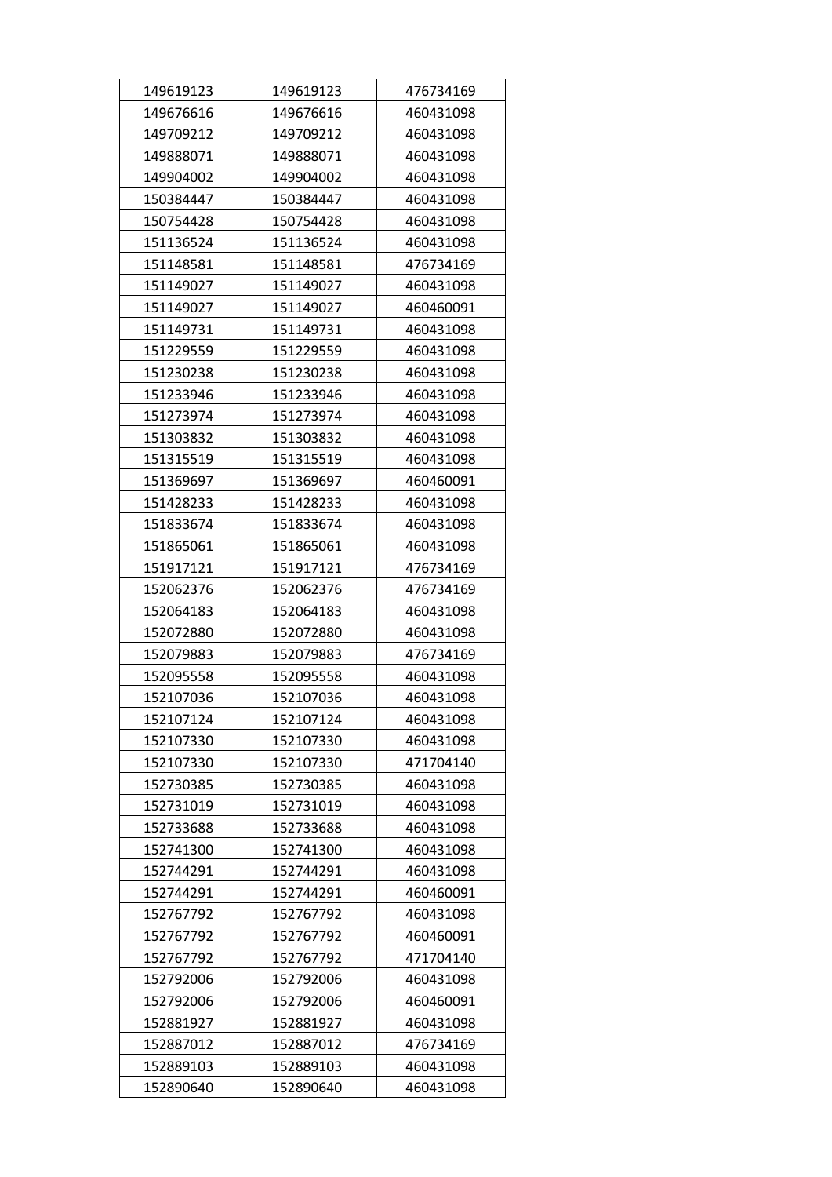| 149619123 | 149619123 | 476734169 |
|---|---|---|
| 149676616 | 149676616 | 460431098 |
| 149709212 | 149709212 | 460431098 |
| 149888071 | 149888071 | 460431098 |
| 149904002 | 149904002 | 460431098 |
| 150384447 | 150384447 | 460431098 |
| 150754428 | 150754428 | 460431098 |
| 151136524 | 151136524 | 460431098 |
| 151148581 | 151148581 | 476734169 |
| 151149027 | 151149027 | 460431098 |
| 151149027 | 151149027 | 460460091 |
| 151149731 | 151149731 | 460431098 |
| 151229559 | 151229559 | 460431098 |
| 151230238 | 151230238 | 460431098 |
| 151233946 | 151233946 | 460431098 |
| 151273974 | 151273974 | 460431098 |
| 151303832 | 151303832 | 460431098 |
| 151315519 | 151315519 | 460431098 |
| 151369697 | 151369697 | 460460091 |
| 151428233 | 151428233 | 460431098 |
| 151833674 | 151833674 | 460431098 |
| 151865061 | 151865061 | 460431098 |
| 151917121 | 151917121 | 476734169 |
| 152062376 | 152062376 | 476734169 |
| 152064183 | 152064183 | 460431098 |
| 152072880 | 152072880 | 460431098 |
| 152079883 | 152079883 | 476734169 |
| 152095558 | 152095558 | 460431098 |
| 152107036 | 152107036 | 460431098 |
| 152107124 | 152107124 | 460431098 |
| 152107330 | 152107330 | 460431098 |
| 152107330 | 152107330 | 471704140 |
| 152730385 | 152730385 | 460431098 |
| 152731019 | 152731019 | 460431098 |
| 152733688 | 152733688 | 460431098 |
| 152741300 | 152741300 | 460431098 |
| 152744291 | 152744291 | 460431098 |
| 152744291 | 152744291 | 460460091 |
| 152767792 | 152767792 | 460431098 |
| 152767792 | 152767792 | 460460091 |
| 152767792 | 152767792 | 471704140 |
| 152792006 | 152792006 | 460431098 |
| 152792006 | 152792006 | 460460091 |
| 152881927 | 152881927 | 460431098 |
| 152887012 | 152887012 | 476734169 |
| 152889103 | 152889103 | 460431098 |
| 152890640 | 152890640 | 460431098 |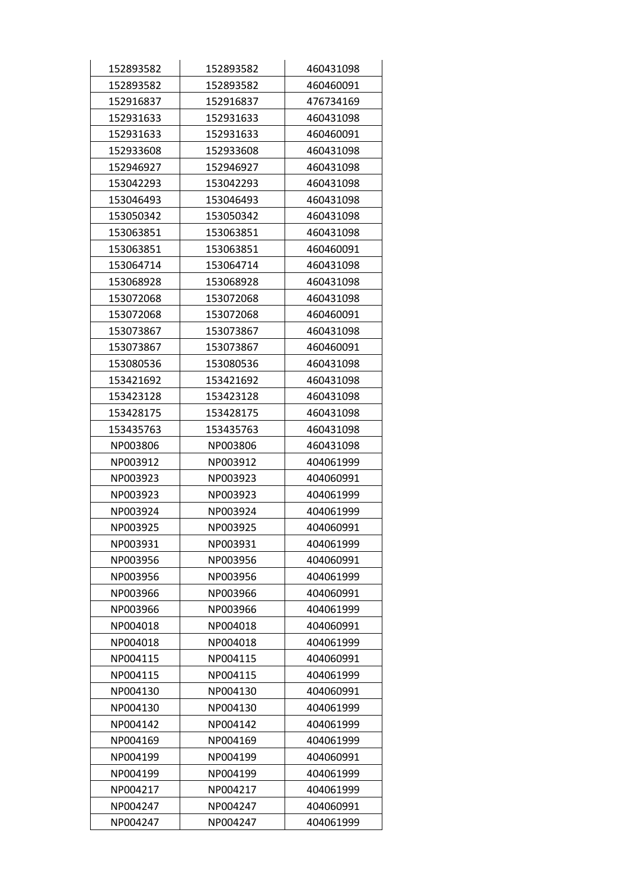| | | |
|---|---|---|
| 152893582 | 152893582 | 460431098 |
| 152893582 | 152893582 | 460460091 |
| 152916837 | 152916837 | 476734169 |
| 152931633 | 152931633 | 460431098 |
| 152931633 | 152931633 | 460460091 |
| 152933608 | 152933608 | 460431098 |
| 152946927 | 152946927 | 460431098 |
| 153042293 | 153042293 | 460431098 |
| 153046493 | 153046493 | 460431098 |
| 153050342 | 153050342 | 460431098 |
| 153063851 | 153063851 | 460431098 |
| 153063851 | 153063851 | 460460091 |
| 153064714 | 153064714 | 460431098 |
| 153068928 | 153068928 | 460431098 |
| 153072068 | 153072068 | 460431098 |
| 153072068 | 153072068 | 460460091 |
| 153073867 | 153073867 | 460431098 |
| 153073867 | 153073867 | 460460091 |
| 153080536 | 153080536 | 460431098 |
| 153421692 | 153421692 | 460431098 |
| 153423128 | 153423128 | 460431098 |
| 153428175 | 153428175 | 460431098 |
| 153435763 | 153435763 | 460431098 |
| NP003806 | NP003806 | 460431098 |
| NP003912 | NP003912 | 404061999 |
| NP003923 | NP003923 | 404060991 |
| NP003923 | NP003923 | 404061999 |
| NP003924 | NP003924 | 404061999 |
| NP003925 | NP003925 | 404060991 |
| NP003931 | NP003931 | 404061999 |
| NP003956 | NP003956 | 404060991 |
| NP003956 | NP003956 | 404061999 |
| NP003966 | NP003966 | 404060991 |
| NP003966 | NP003966 | 404061999 |
| NP004018 | NP004018 | 404060991 |
| NP004018 | NP004018 | 404061999 |
| NP004115 | NP004115 | 404060991 |
| NP004115 | NP004115 | 404061999 |
| NP004130 | NP004130 | 404060991 |
| NP004130 | NP004130 | 404061999 |
| NP004142 | NP004142 | 404061999 |
| NP004169 | NP004169 | 404061999 |
| NP004199 | NP004199 | 404060991 |
| NP004199 | NP004199 | 404061999 |
| NP004217 | NP004217 | 404061999 |
| NP004247 | NP004247 | 404060991 |
| NP004247 | NP004247 | 404061999 |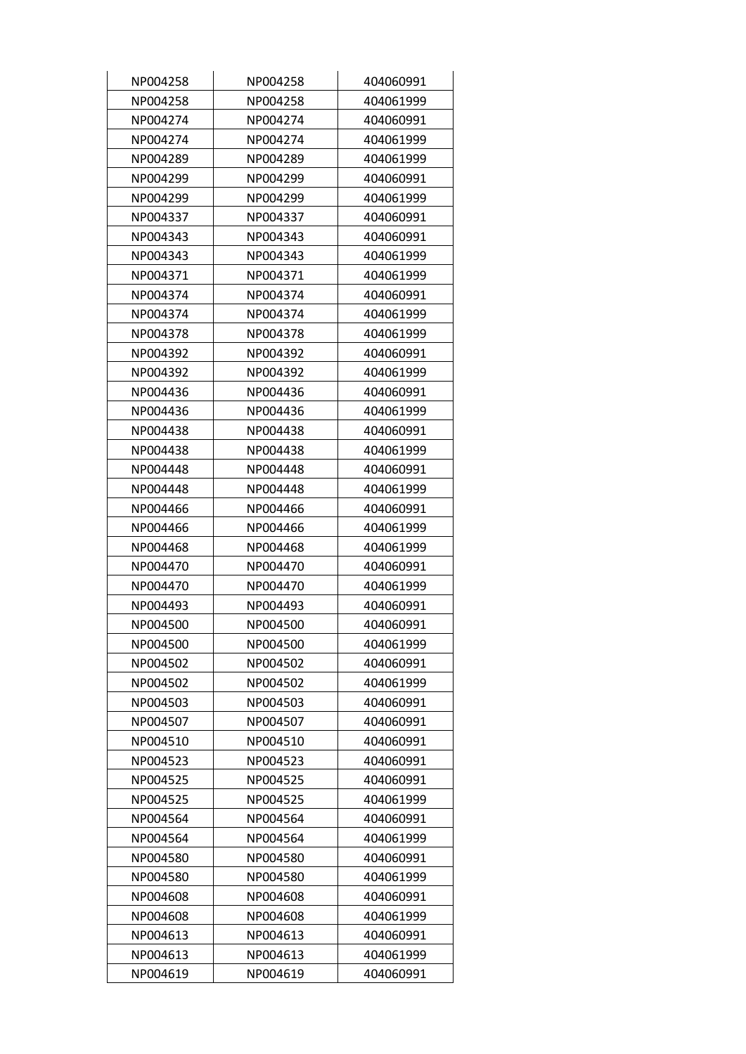| | | |
|---|---|---|
| NP004258 | NP004258 | 404060991 |
| NP004258 | NP004258 | 404061999 |
| NP004274 | NP004274 | 404060991 |
| NP004274 | NP004274 | 404061999 |
| NP004289 | NP004289 | 404061999 |
| NP004299 | NP004299 | 404060991 |
| NP004299 | NP004299 | 404061999 |
| NP004337 | NP004337 | 404060991 |
| NP004343 | NP004343 | 404060991 |
| NP004343 | NP004343 | 404061999 |
| NP004371 | NP004371 | 404061999 |
| NP004374 | NP004374 | 404060991 |
| NP004374 | NP004374 | 404061999 |
| NP004378 | NP004378 | 404061999 |
| NP004392 | NP004392 | 404060991 |
| NP004392 | NP004392 | 404061999 |
| NP004436 | NP004436 | 404060991 |
| NP004436 | NP004436 | 404061999 |
| NP004438 | NP004438 | 404060991 |
| NP004438 | NP004438 | 404061999 |
| NP004448 | NP004448 | 404060991 |
| NP004448 | NP004448 | 404061999 |
| NP004466 | NP004466 | 404060991 |
| NP004466 | NP004466 | 404061999 |
| NP004468 | NP004468 | 404061999 |
| NP004470 | NP004470 | 404060991 |
| NP004470 | NP004470 | 404061999 |
| NP004493 | NP004493 | 404060991 |
| NP004500 | NP004500 | 404060991 |
| NP004500 | NP004500 | 404061999 |
| NP004502 | NP004502 | 404060991 |
| NP004502 | NP004502 | 404061999 |
| NP004503 | NP004503 | 404060991 |
| NP004507 | NP004507 | 404060991 |
| NP004510 | NP004510 | 404060991 |
| NP004523 | NP004523 | 404060991 |
| NP004525 | NP004525 | 404060991 |
| NP004525 | NP004525 | 404061999 |
| NP004564 | NP004564 | 404060991 |
| NP004564 | NP004564 | 404061999 |
| NP004580 | NP004580 | 404060991 |
| NP004580 | NP004580 | 404061999 |
| NP004608 | NP004608 | 404060991 |
| NP004608 | NP004608 | 404061999 |
| NP004613 | NP004613 | 404060991 |
| NP004613 | NP004613 | 404061999 |
| NP004619 | NP004619 | 404060991 |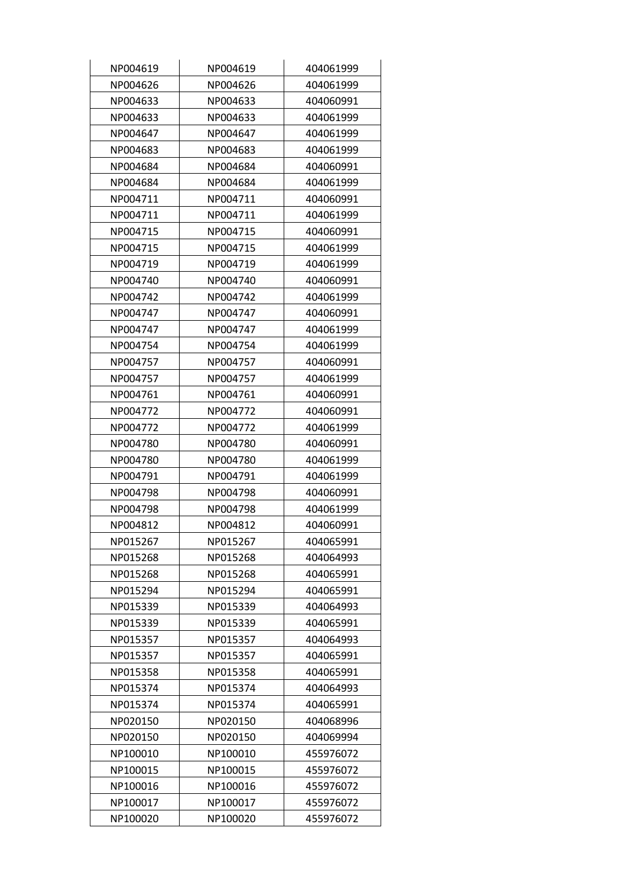| NP004619 | NP004619 | 404061999 |
|---|---|---|
| NP004626 | NP004626 | 404061999 |
| NP004633 | NP004633 | 404060991 |
| NP004633 | NP004633 | 404061999 |
| NP004647 | NP004647 | 404061999 |
| NP004683 | NP004683 | 404061999 |
| NP004684 | NP004684 | 404060991 |
| NP004684 | NP004684 | 404061999 |
| NP004711 | NP004711 | 404060991 |
| NP004711 | NP004711 | 404061999 |
| NP004715 | NP004715 | 404060991 |
| NP004715 | NP004715 | 404061999 |
| NP004719 | NP004719 | 404061999 |
| NP004740 | NP004740 | 404060991 |
| NP004742 | NP004742 | 404061999 |
| NP004747 | NP004747 | 404060991 |
| NP004747 | NP004747 | 404061999 |
| NP004754 | NP004754 | 404061999 |
| NP004757 | NP004757 | 404060991 |
| NP004757 | NP004757 | 404061999 |
| NP004761 | NP004761 | 404060991 |
| NP004772 | NP004772 | 404060991 |
| NP004772 | NP004772 | 404061999 |
| NP004780 | NP004780 | 404060991 |
| NP004780 | NP004780 | 404061999 |
| NP004791 | NP004791 | 404061999 |
| NP004798 | NP004798 | 404060991 |
| NP004798 | NP004798 | 404061999 |
| NP004812 | NP004812 | 404060991 |
| NP015267 | NP015267 | 404065991 |
| NP015268 | NP015268 | 404064993 |
| NP015268 | NP015268 | 404065991 |
| NP015294 | NP015294 | 404065991 |
| NP015339 | NP015339 | 404064993 |
| NP015339 | NP015339 | 404065991 |
| NP015357 | NP015357 | 404064993 |
| NP015357 | NP015357 | 404065991 |
| NP015358 | NP015358 | 404065991 |
| NP015374 | NP015374 | 404064993 |
| NP015374 | NP015374 | 404065991 |
| NP020150 | NP020150 | 404068996 |
| NP020150 | NP020150 | 404069994 |
| NP100010 | NP100010 | 455976072 |
| NP100015 | NP100015 | 455976072 |
| NP100016 | NP100016 | 455976072 |
| NP100017 | NP100017 | 455976072 |
| NP100020 | NP100020 | 455976072 |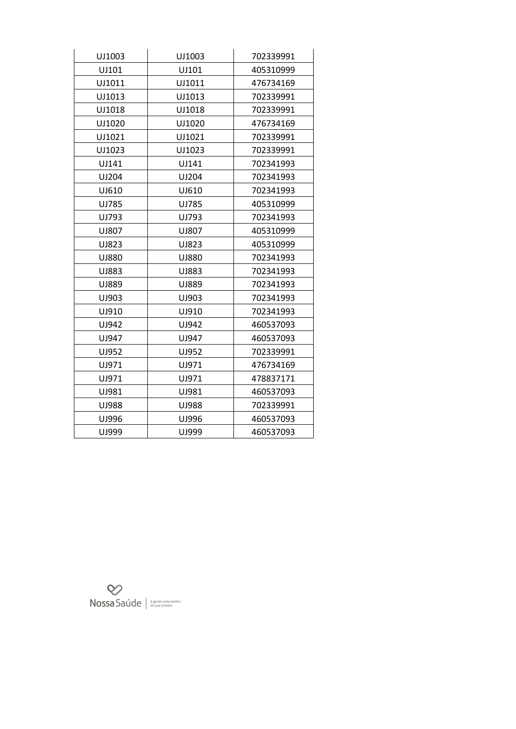| | | |
|---|---|---|
| UJ1003 | UJ1003 | 702339991 |
| UJ101 | UJ101 | 405310999 |
| UJ1011 | UJ1011 | 476734169 |
| UJ1013 | UJ1013 | 702339991 |
| UJ1018 | UJ1018 | 702339991 |
| UJ1020 | UJ1020 | 476734169 |
| UJ1021 | UJ1021 | 702339991 |
| UJ1023 | UJ1023 | 702339991 |
| UJ141 | UJ141 | 702341993 |
| UJ204 | UJ204 | 702341993 |
| UJ610 | UJ610 | 702341993 |
| UJ785 | UJ785 | 405310999 |
| UJ793 | UJ793 | 702341993 |
| UJ807 | UJ807 | 405310999 |
| UJ823 | UJ823 | 405310999 |
| UJ880 | UJ880 | 702341993 |
| UJ883 | UJ883 | 702341993 |
| UJ889 | UJ889 | 702341993 |
| UJ903 | UJ903 | 702341993 |
| UJ910 | UJ910 | 702341993 |
| UJ942 | UJ942 | 460537093 |
| UJ947 | UJ947 | 460537093 |
| UJ952 | UJ952 | 702339991 |
| UJ971 | UJ971 | 476734169 |
| UJ971 | UJ971 | 478837171 |
| UJ981 | UJ981 | 460537093 |
| UJ988 | UJ988 | 702339991 |
| UJ996 | UJ996 | 460537093 |
| UJ999 | UJ999 | 460537093 |